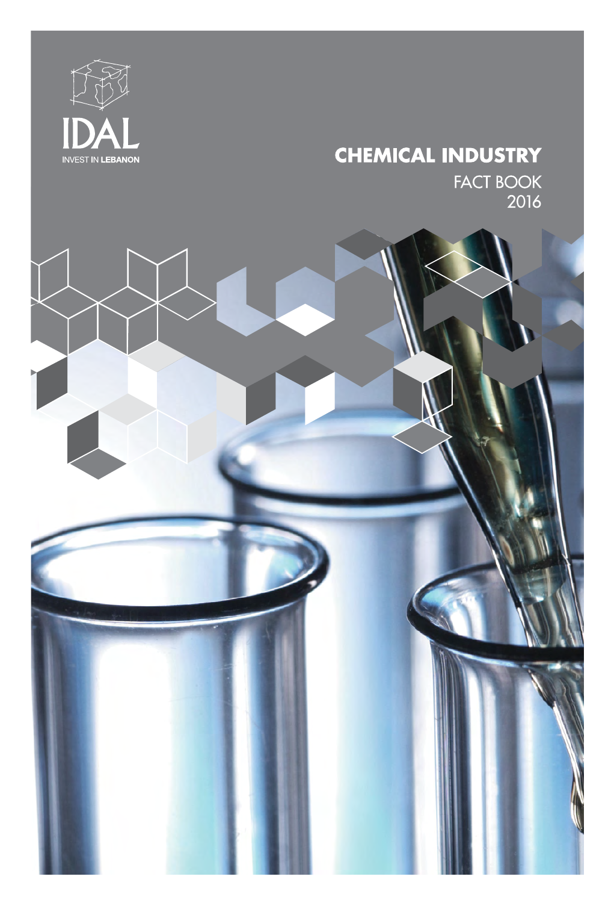IDAL

INVEST IN LEBANON

# CHEMICAL INDUSTRY

FACT BOOK

2016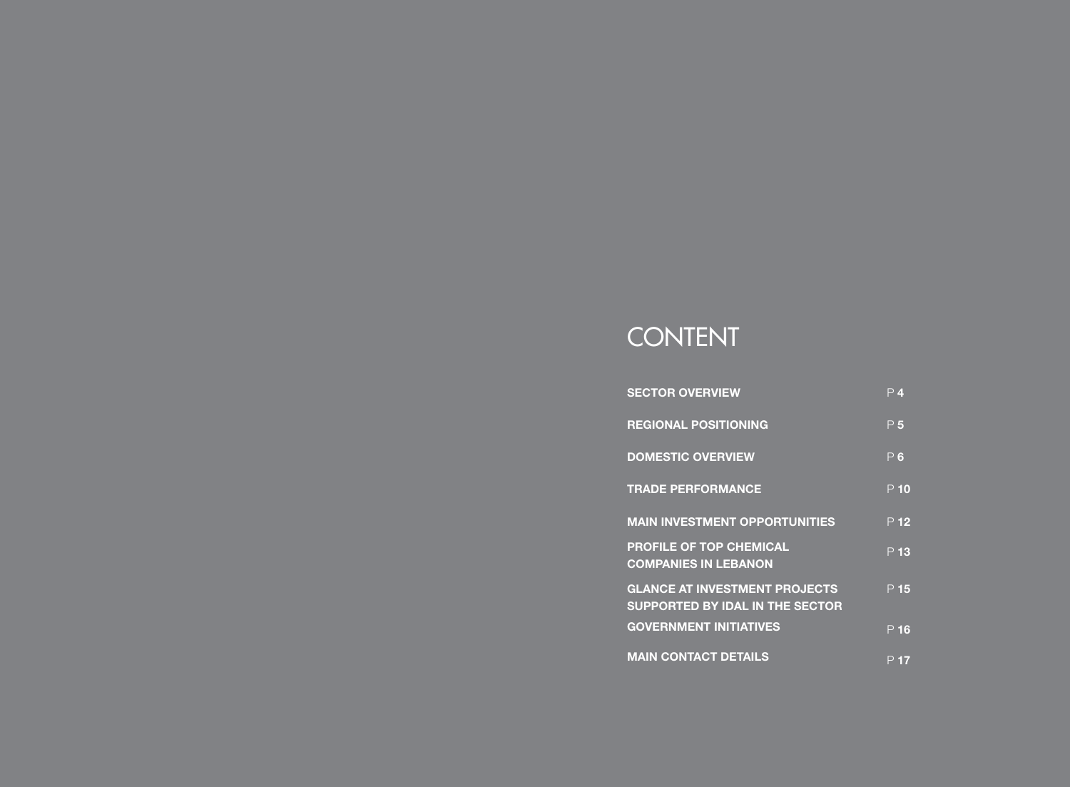# CONTENT

| | |
|---|---|
| **SECTOR OVERVIEW** | P **4** |
| **REGIONAL POSITIONING** | P **5** |
| **DOMESTIC OVERVIEW** | P **6** |
| **TRADE PERFORMANCE** | P **10** |
| **MAIN INVESTMENT OPPORTUNITIES** | P **12** |
| **PROFILE OF TOP CHEMICAL COMPANIES IN LEBANON** | P **13** |
| **GLANCE AT INVESTMENT PROJECTS SUPPORTED BY IDAL IN THE SECTOR** | P **15** |
| **GOVERNMENT INITIATIVES** | P **16** |
| **MAIN CONTACT DETAILS** | P **17** |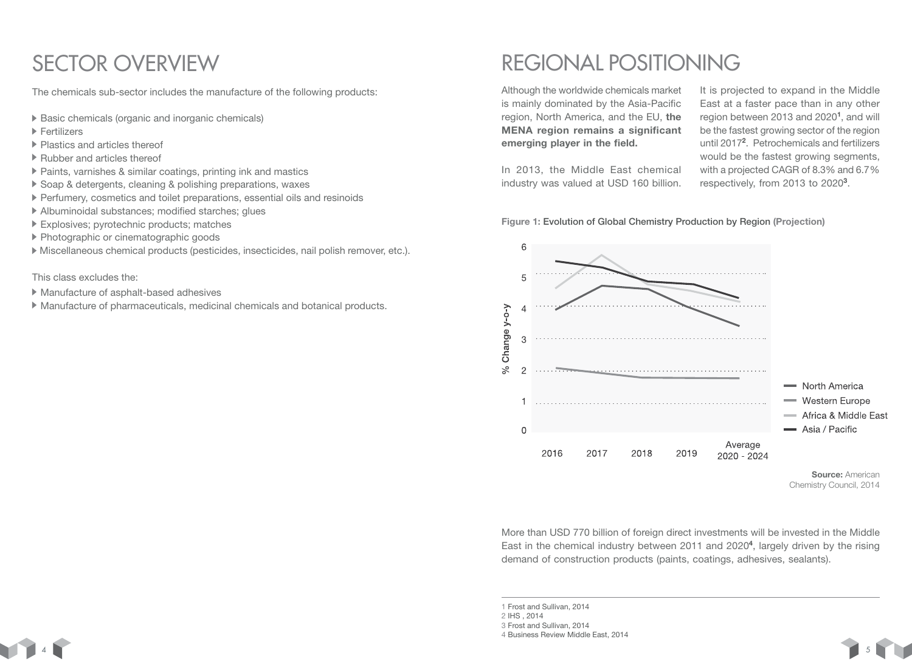# SECTOR OVERVIEW

The chemicals sub-sector includes the manufacture of the following products:

- Basic chemicals (organic and inorganic chemicals)
- Fertilizers
- Plastics and articles thereof
- Rubber and articles thereof
- Paints, varnishes & similar coatings, printing ink and mastics
- Soap & detergents, cleaning & polishing preparations, waxes
- Perfumery, cosmetics and toilet preparations, essential oils and resinoids
- Albuminoidal substances; modified starches; glues
- Explosives; pyrotechnic products; matches
- Photographic or cinematographic goods
- Miscellaneous chemical products (pesticides, insecticides, nail polish remover, etc.).

This class excludes the:

- Manufacture of asphalt-based adhesives
- Manufacture of pharmaceuticals, medicinal chemicals and botanical products.

# REGIONAL POSITIONING

Although the worldwide chemicals market is mainly dominated by the Asia-Pacific region, North America, and the EU, **the MENA region remains a significant emerging player in the field.**

In 2013, the Middle East chemical industry was valued at USD 160 billion.

It is projected to expand in the Middle East at a faster pace than in any other region between 2013 and 2020[1], and will be the fastest growing sector of the region until 2017[2]. Petrochemicals and fertilizers would be the fastest growing segments, with a projected CAGR of 8.3% and 6.7% respectively, from 2013 to 2020[3].

**Figure 1:** Evolution of Global Chemistry Production by Region **(Projection)**

| % Change y-o-y | 2016 | 2017 | 2018 | 2019 | Average 2020 - 2024 |
|---|---|---|---|---|---|
| North America | 4.0 | 4.7 | 4.6 | 4.0 | 3.4 |
| Western Europe | 2.1 | 1.9 | 1.8 | 1.8 | 1.7 |
| Africa & Middle East | 4.7 | 5.7 | 4.8 | 4.6 | 4.2 |
| Asia / Pacific | 5.5 | 5.3 | 4.9 | 4.8 | 4.3 |

**Source:** American Chemistry Council, 2014

More than USD 770 billion of foreign direct investments will be invested in the Middle East in the chemical industry between 2011 and 2020[4], largely driven by the rising demand of construction products (paints, coatings, adhesives, sealants).

1 Frost and Sullivan, 2014
2 IHS , 2014
3 Frost and Sullivan, 2014
4 Business Review Middle East, 2014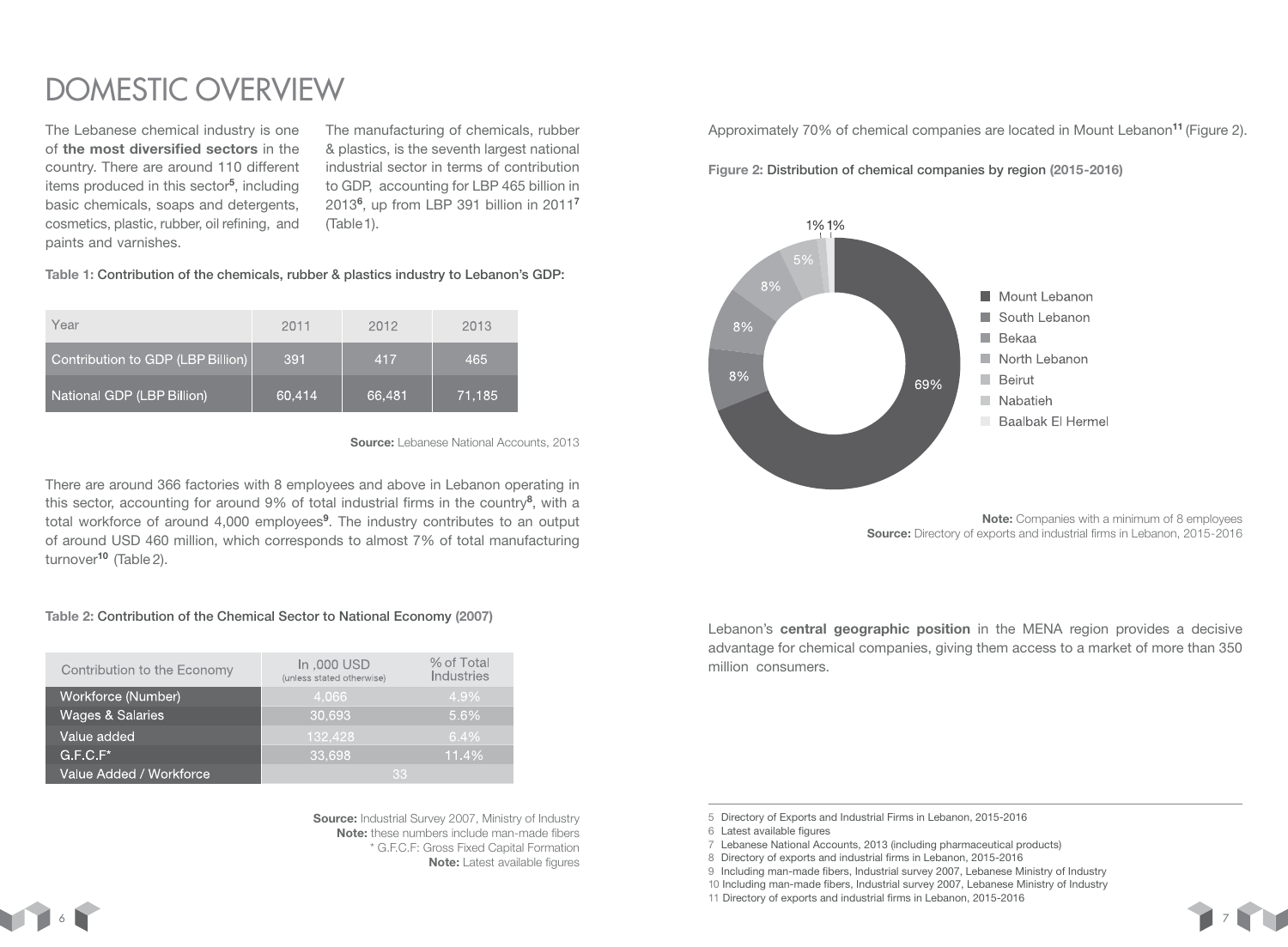# DOMESTIC OVERVIEW

The Lebanese chemical industry is one of **the most diversified sectors** in the country. There are around 110 different items produced in this sector[5], including basic chemicals, soaps and detergents, cosmetics, plastic, rubber, oil refining, and paints and varnishes.

The manufacturing of chemicals, rubber & plastics, is the seventh largest national industrial sector in terms of contribution to GDP, accounting for LBP 465 billion in 2013[6], up from LBP 391 billion in 2011[7] (Table 1).

**Table 1:** Contribution of the chemicals, rubber & plastics industry to Lebanon's GDP:

| Year | 2011 | 2012 | 2013 |
|---|---|---|---|
| Contribution to GDP (LBP Billion) | 391 | 417 | 465 |
| National GDP (LBP Billion) | 60,414 | 66,481 | 71,185 |

**Source:** Lebanese National Accounts, 2013

There are around 366 factories with 8 employees and above in Lebanon operating in this sector, accounting for around 9% of total industrial firms in the country[8], with a total workforce of around 4,000 employees[9]. The industry contributes to an output of around USD 460 million, which corresponds to almost 7% of total manufacturing turnover[10] (Table 2).

**Table 2:** Contribution of the Chemical Sector to National Economy (2007)

| Contribution to the Economy | In ,000 USD (unless stated otherwise) | % of Total Industries |
|---|---|---|
| Workforce (Number) | 4,066 | 4.9% |
| Wages & Salaries | 30,693 | 5.6% |
| Value added | 132,428 | 6.4% |
| G.F.C.F* | 33,698 | 11.4% |
| Value Added / Workforce | 33 | |

**Source:** Industrial Survey 2007, Ministry of Industry
**Note:** these numbers include man-made fibers
* G.F.C.F: Gross Fixed Capital Formation
**Note:** Latest available figures

Approximately 70% of chemical companies are located in Mount Lebanon[11] (Figure 2).

**Figure 2:** Distribution of chemical companies by region (2015-2016)

| Region | Share |
|---|---|
| Mount Lebanon | 69% |
| South Lebanon | 8% |
| Bekaa | 8% |
| North Lebanon | 8% |
| Beirut | 5% |
| Nabatieh | 1% |
| Baalbak El Hermel | 1% |

**Note:** Companies with a minimum of 8 employees
**Source:** Directory of exports and industrial firms in Lebanon, 2015-2016

Lebanon's **central geographic position** in the MENA region provides a decisive advantage for chemical companies, giving them access to a market of more than 350 million consumers.

5 Directory of Exports and Industrial Firms in Lebanon, 2015-2016
6 Latest available figures
7 Lebanese National Accounts, 2013 (including pharmaceutical products)
8 Directory of exports and industrial firms in Lebanon, 2015-2016
9 Including man-made fibers, Industrial survey 2007, Lebanese Ministry of Industry
10 Including man-made fibers, Industrial survey 2007, Lebanese Ministry of Industry
11 Directory of exports and industrial firms in Lebanon, 2015-2016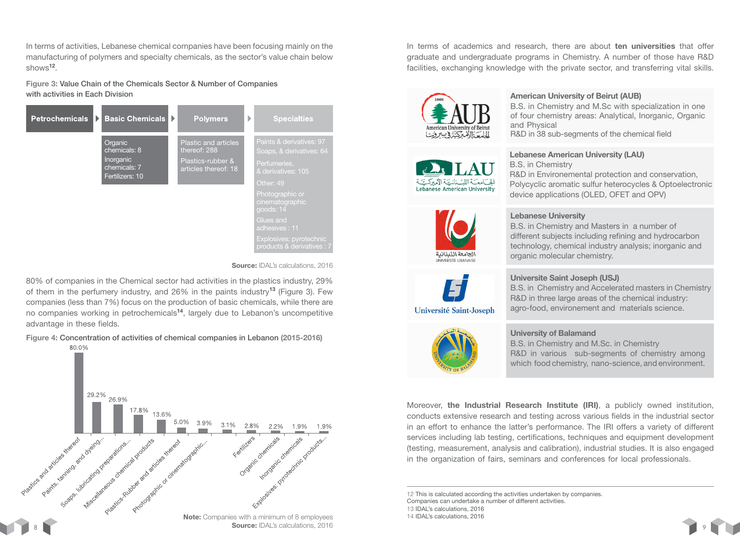In terms of activities, Lebanese chemical companies have been focusing mainly on the manufacturing of polymers and specialty chemicals, as the sector's value chain below shows[12].

**Figure 3:** Value Chain of the Chemicals Sector & Number of Companies with activities in Each Division

| Petrochemicals | Basic Chemicals | Polymers | Specialties |
|---|---|---|---|
| | Organic chemicals: 8 | Plastic and articles thereof: 288 | Paints & derivatives: 97 |
| | Inorganic chemicals: 7 | Plastics-rubber & articles thereof: 18 | Soaps, & derivatives: 64 |
| | Fertilizers: 10 | | Perfumeries, & derivatives: 105 |
| | | | Other: 49 |
| | | | Photographic or cinematographic goods: 14 |
| | | | Glues and adhesives : 11 |
| | | | Explosives; pyrotechnic products & derivatives : 7 |

**Source:** IDAL's calculations, 2016

80% of companies in the Chemical sector had activities in the plastics industry, 29% of them in the perfumery industry, and 26% in the paints industry[13] (Figure 3). Few companies (less than 7%) focus on the production of basic chemicals, while there are no companies working in petrochemicals[14], largely due to Lebanon's uncompetitive advantage in these fields.

**Figure 4:** Concentration of activities of chemical companies in Lebanon (2015-2016)

| Activity | Share |
|---|---|
| Plastics and articles thereof | 80.0% |
| Paints, tanning, and dyeing... | 29.2% |
| Soaps, lubricating preparations... | 26.9% |
| Miscellaneous chemical products | 17.8% |
| Plastics-Rubber and articles thereof | 13.6% |
| Photographic or cinematographic... | 5.0% |
| | 3.9% |
| Fertilizers | 3.1% |
| Organic chemicals | 2.8% |
| Inorganic chemicals | 2.2% |
| Explosives; pyrotechnic products... | 1.9% |
| | 1.9% |

**Note:** Companies with a minimum of 8 employees
**Source:** IDAL's calculations, 2016

In terms of academics and research, there are about **ten universities** that offer graduate and undergraduate programs in Chemistry. A number of those have R&D facilities, exchanging knowledge with the private sector, and transferring vital skills.

| University | Programs |
|---|---|
| **American University of Beirut (AUB)** | B.S. in Chemistry and M.Sc with specialization in one of four chemistry areas: Analytical, Inorganic, Organic and Physical<br>R&D in 38 sub-segments of the chemical field |
| **Lebanese American University (LAU)** | B.S. in Chemistry<br>R&D in Environemental protection and conservation, Polycyclic aromatic sulfur heterocycles & Optoelectronic device applications (OLED, OFET and OPV) |
| **Lebanese University** | B.S. in Chemistry and Masters in a number of different subjects including refining and hydrocarbon technology, chemical industry analysis; inorganic and organic molecular chemistry. |
| **Universite Saint Joseph (USJ)** | B.S. in Chemistry and Accelerated masters in Chemistry<br>R&D in three large areas of the chemical industry: agro-food, environement and materials science. |
| **University of Balamand** | B.S. in Chemistry and M.Sc. in Chemistry<br>R&D in various sub-segments of chemistry among which food chemistry, nano-science, and environment. |

Moreover, **the Industrial Research Institute (IRI)**, a publicly owned institution, conducts extensive research and testing across various fields in the industrial sector in an effort to enhance the latter's performance. The IRI offers a variety of different services including lab testing, certifications, techniques and equipment development (testing, measurement, analysis and calibration), industrial studies. It is also engaged in the organization of fairs, seminars and conferences for local professionals.

---

12 This is calculated according the activities undertaken by companies. Companies can undertake a number of different activities.
13 IDAL's calculations, 2016
14 IDAL's calculations, 2016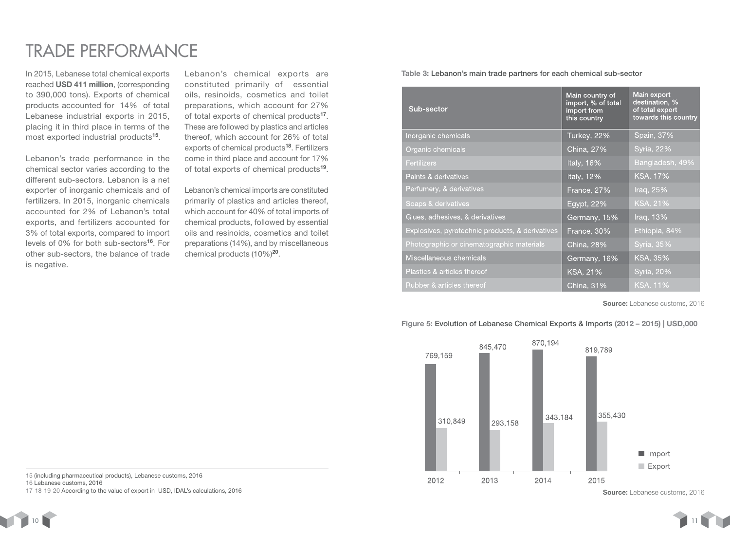# TRADE PERFORMANCE

In 2015, Lebanese total chemical exports reached **USD 411 million**, (corresponding to 390,000 tons). Exports of chemical products accounted for 14% of total Lebanese industrial exports in 2015, placing it in third place in terms of the most exported industrial products[15].

Lebanon's trade performance in the chemical sector varies according to the different sub-sectors. Lebanon is a net exporter of inorganic chemicals and of fertilizers. In 2015, inorganic chemicals accounted for 2% of Lebanon's total exports, and fertilizers accounted for 3% of total exports, compared to import levels of 0% for both sub-sectors[16]. For other sub-sectors, the balance of trade is negative.

Lebanon's chemical exports are constituted primarily of essential oils, resinoids, cosmetics and toilet preparations, which account for 27% of total exports of chemical products[17]. These are followed by plastics and articles thereof, which account for 26% of total exports of chemical products[18]. Fertilizers come in third place and account for 17% of total exports of chemical products[19].

Lebanon's chemical imports are constituted primarily of plastics and articles thereof, which account for 40% of total imports of chemical products, followed by essential oils and resinoids, cosmetics and toilet preparations (14%), and by miscellaneous chemical products (10%)[20].

15 (including pharmaceutical products), Lebanese customs, 2016
16 Lebanese customs, 2016
17-18-19-20 According to the value of export in USD, IDAL's calculations, 2016

**Table 3:** Lebanon's main trade partners for each chemical sub-sector

| Sub-sector | Main country of import, % of total import from this country | Main export destination, % of total export towards this country |
| --- | --- | --- |
| Inorganic chemicals | Turkey, 22% | Spain, 37% |
| Organic chemicals | China, 27% | Syria, 22% |
| Fertilizers | Italy, 16% | Bangladesh, 49% |
| Paints & derivatives | Italy, 12% | KSA, 17% |
| Perfumery, & derivatives | France, 27% | Iraq, 25% |
| Soaps & derivatives | Egypt, 22% | KSA, 21% |
| Glues, adhesives, & derivatives | Germany, 15% | Iraq, 13% |
| Explosives, pyrotechnic products, & derivatives | France, 30% | Ethiopia, 84% |
| Photographic or cinematographic materials | China, 28% | Syria, 35% |
| Miscellaneous chemicals | Germany, 16% | KSA, 35% |
| Plastics & articles thereof | KSA, 21% | Syria, 20% |
| Rubber & articles thereof | China, 31% | KSA, 11% |

**Source:** Lebanese customs, 2016

**Figure 5:** Evolution of Lebanese Chemical Exports & Imports (2012 – 2015) | USD,000

| Year | Import | Export |
| --- | --- | --- |
| 2012 | 769,159 | 310,849 |
| 2013 | 845,470 | 293,158 |
| 2014 | 870,194 | 343,184 |
| 2015 | 819,789 | 355,430 |

**Source:** Lebanese customs, 2016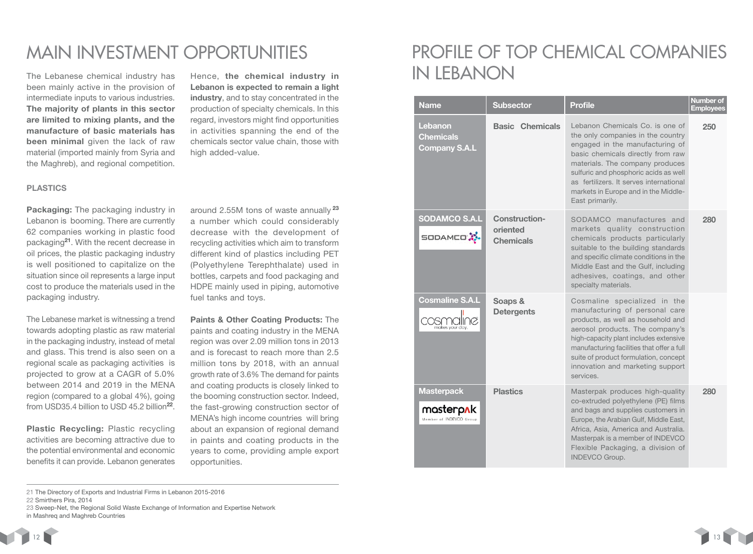# MAIN INVESTMENT OPPORTUNITIES

The Lebanese chemical industry has been mainly active in the provision of intermediate inputs to various industries. **The majority of plants in this sector are limited to mixing plants, and the manufacture of basic materials has been minimal** given the lack of raw material (imported mainly from Syria and the Maghreb), and regional competition.

Hence, **the chemical industry in Lebanon is expected to remain a light industry**, and to stay concentrated in the production of specialty chemicals. In this regard, investors might find opportunities in activities spanning the end of the chemicals sector value chain, those with high added-value.

### PLASTICS

**Packaging:** The packaging industry in Lebanon is booming. There are currently 62 companies working in plastic food packaging[21]. With the recent decrease in oil prices, the plastic packaging industry is well positioned to capitalize on the situation since oil represents a large input cost to produce the materials used in the packaging industry.

The Lebanese market is witnessing a trend towards adopting plastic as raw material in the packaging industry, instead of metal and glass. This trend is also seen on a regional scale as packaging activities is projected to grow at a CAGR of 5.0% between 2014 and 2019 in the MENA region (compared to a global 4%), going from USD35.4 billion to USD 45.2 billion[22].

**Plastic Recycling:** Plastic recycling activities are becoming attractive due to the potential environmental and economic benefits it can provide. Lebanon generates around 2.55M tons of waste annually [23] a number which could considerably decrease with the development of recycling activities which aim to transform different kind of plastics including PET (Polyethylene Terephthalate) used in bottles, carpets and food packaging and HDPE mainly used in piping, automotive fuel tanks and toys.

**Paints & Other Coating Products:** The paints and coating industry in the MENA region was over 2.09 million tons in 2013 and is forecast to reach more than 2.5 million tons by 2018, with an annual growth rate of 3.6% The demand for paints and coating products is closely linked to the booming construction sector. Indeed, the fast-growing construction sector of MENA's high income countries will bring about an expansion of regional demand in paints and coating products in the years to come, providing ample export opportunities.

21 The Directory of Exports and Industrial Firms in Lebanon 2015-2016
22 Smirthers Pira, 2014
23 Sweep-Net, the Regional Solid Waste Exchange of Information and Expertise Network in Mashreq and Maghreb Countries

# PROFILE OF TOP CHEMICAL COMPANIES IN LEBANON

| Name | Subsector | Profile | Number of Employees |
|---|---|---|---|
| **Lebanon Chemicals Company S.A.L** | **Basic Chemicals** | Lebanon Chemicals Co. is one of the only companies in the country engaged in the manufacturing of basic chemicals directly from raw materials. The company produces sulfuric and phosphoric acids as well as fertilizers. It serves international markets in Europe and in the Middle-East primarily. | 250 |
| **SODAMCO S.A.L** | **Construction-oriented Chemicals** | SODAMCO manufactures and markets quality construction chemicals products particularly suitable to the building standards and specific climate conditions in the Middle East and the Gulf, including adhesives, coatings, and other specialty materials. | 280 |
| **Cosmaline S.A.L** | **Soaps & Detergents** | Cosmaline specialized in the manufacturing of personal care products, as well as household and aerosol products. The company's high-capacity plant includes extensive manufacturing facilities that offer a full suite of product formulation, concept innovation and marketing support services. | |
| **Masterpack** | **Plastics** | Masterpak produces high-quality co-extruded polyethylene (PE) films and bags and supplies customers in Europe, the Arabian Gulf, Middle East, Africa, Asia, America and Australia. Masterpak is a member of INDEVCO Flexible Packaging, a division of INDEVCO Group. | 280 |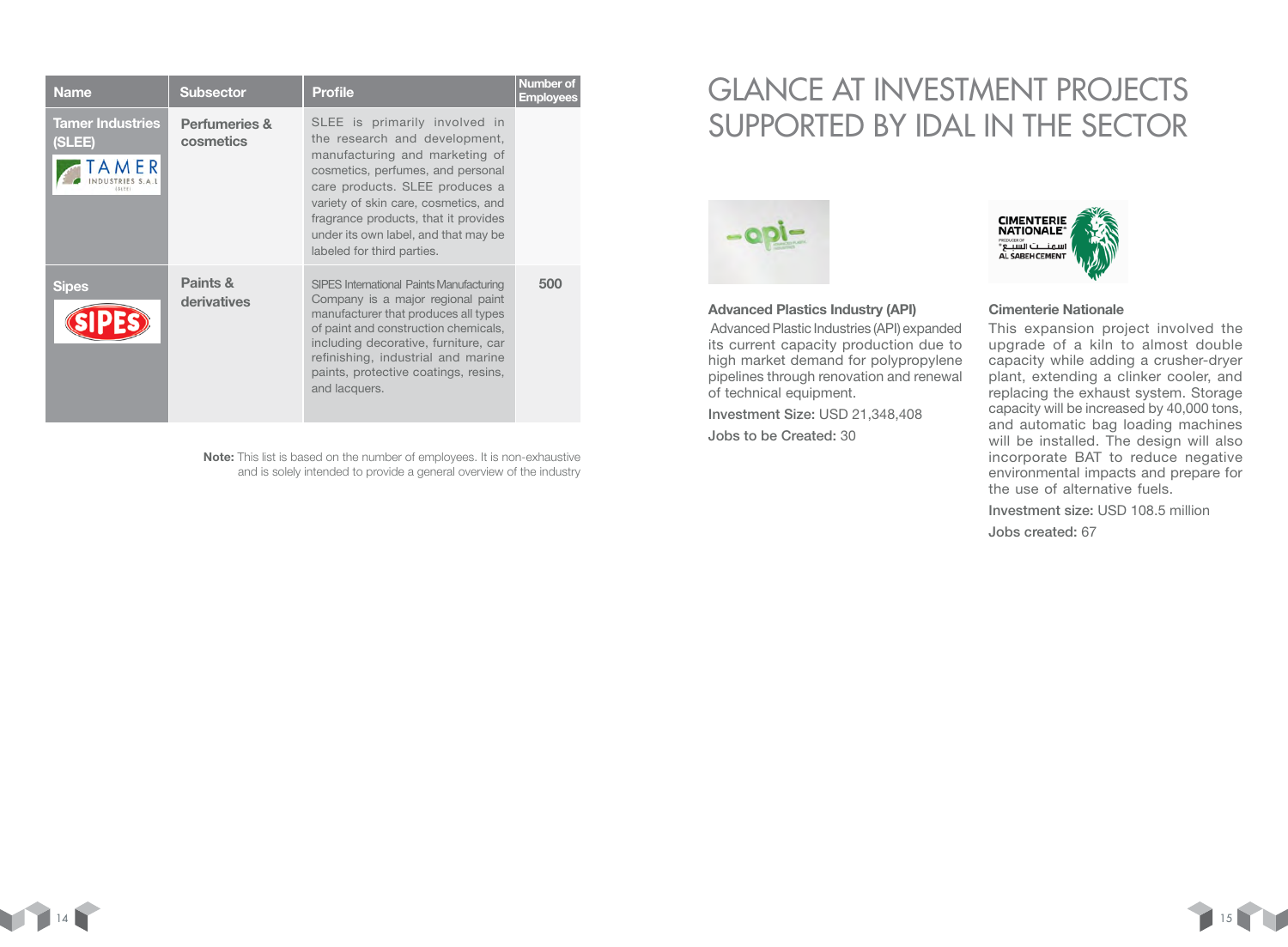| Name | Subsector | Profile | Number of Employees |
|---|---|---|---|
| Tamer Industries (SLEE) | Perfumeries & cosmetics | SLEE is primarily involved in the research and development, manufacturing and marketing of cosmetics, perfumes, and personal care products. SLEE produces a variety of skin care, cosmetics, and fragrance products, that it provides under its own label, and that may be labeled for third parties. | |
| Sipes | Paints & derivatives | SIPES International Paints Manufacturing Company is a major regional paint manufacturer that produces all types of paint and construction chemicals, including decorative, furniture, car refinishing, industrial and marine paints, protective coatings, resins, and lacquers. | 500 |

**Note:** This list is based on the number of employees. It is non-exhaustive and is solely intended to provide a general overview of the industry

# GLANCE AT INVESTMENT PROJECTS SUPPORTED BY IDAL IN THE SECTOR

### Advanced Plastics Industry (API)

Advanced Plastic Industries (API) expanded its current capacity production due to high market demand for polypropylene pipelines through renovation and renewal of technical equipment.

**Investment Size:** USD 21,348,408

**Jobs to be Created:** 30

### Cimenterie Nationale

This expansion project involved the upgrade of a kiln to almost double capacity while adding a crusher-dryer plant, extending a clinker cooler, and replacing the exhaust system. Storage capacity will be increased by 40,000 tons, and automatic bag loading machines will be installed. The design will also incorporate BAT to reduce negative environmental impacts and prepare for the use of alternative fuels.

**Investment size:** USD 108.5 million

**Jobs created:** 67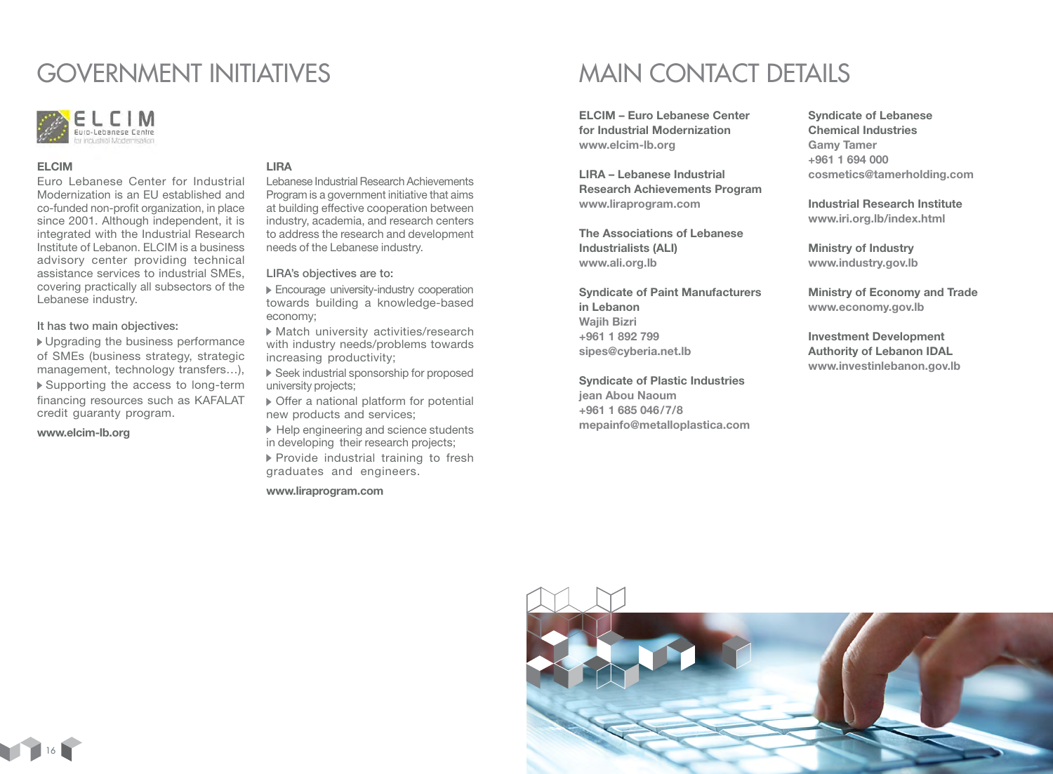# GOVERNMENT INITIATIVES

### ELCIM

Euro Lebanese Center for Industrial Modernization is an EU established and co-funded non-profit organization, in place since 2001. Although independent, it is integrated with the Industrial Research Institute of Lebanon. ELCIM is a business advisory center providing technical assistance services to industrial SMEs, covering practically all subsectors of the Lebanese industry.

It has two main objectives:

- Upgrading the business performance of SMEs (business strategy, strategic management, technology transfers…),
- Supporting the access to long-term financing resources such as KAFALAT credit guaranty program.

**www.elcim-lb.org**

### LIRA

Lebanese Industrial Research Achievements Program is a government initiative that aims at building effective cooperation between industry, academia, and research centers to address the research and development needs of the Lebanese industry.

LIRA's objectives are to:

- Encourage university-industry cooperation towards building a knowledge-based economy;
- Match university activities/research with industry needs/problems towards increasing productivity;
- Seek industrial sponsorship for proposed university projects;
- Offer a national platform for potential new products and services;
- Help engineering and science students in developing their research projects;
- Provide industrial training to fresh graduates and engineers.

**www.liraprogram.com**

# MAIN CONTACT DETAILS

**ELCIM – Euro Lebanese Center for Industrial Modernization**
www.elcim-lb.org

**LIRA – Lebanese Industrial Research Achievements Program**
www.liraprogram.com

**The Associations of Lebanese Industrialists (ALI)**
www.ali.org.lb

**Syndicate of Paint Manufacturers in Lebanon**
Wajih Bizri
+961 1 892 799
sipes@cyberia.net.lb

**Syndicate of Plastic Industries**
jean Abou Naoum
+961 1 685 046/7/8
mepainfo@metalloplastica.com

**Syndicate of Lebanese Chemical Industries**
Gamy Tamer
+961 1 694 000
cosmetics@tamerholding.com

**Industrial Research Institute**
www.iri.org.lb/index.html

**Ministry of Industry**
www.industry.gov.lb

**Ministry of Economy and Trade**
www.economy.gov.lb

**Investment Development Authority of Lebanon IDAL**
www.investinlebanon.gov.lb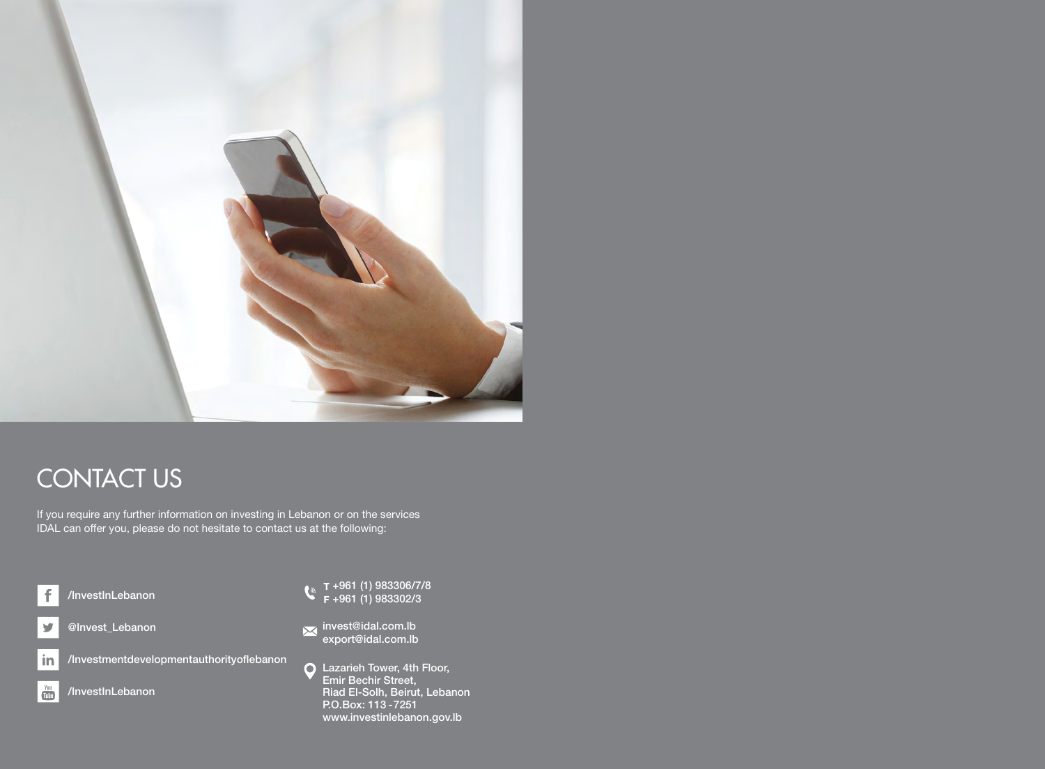# CONTACT US

If you require any further information on investing in Lebanon or on the services IDAL can offer you, please do not hesitate to contact us at the following:

- /InvestInLebanon
- @Invest_Lebanon
- /Investmentdevelopmentauthorityoflebanon
- /InvestInLebanon

**T** +961 (1) 983306/7/8
**F** +961 (1) 983302/3

invest@idal.com.lb
export@idal.com.lb

Lazarieh Tower, 4th Floor,
Emir Bechir Street,
Riad El-Solh, Beirut, Lebanon
P.O.Box: 113 -7251
www.investinlebanon.gov.lb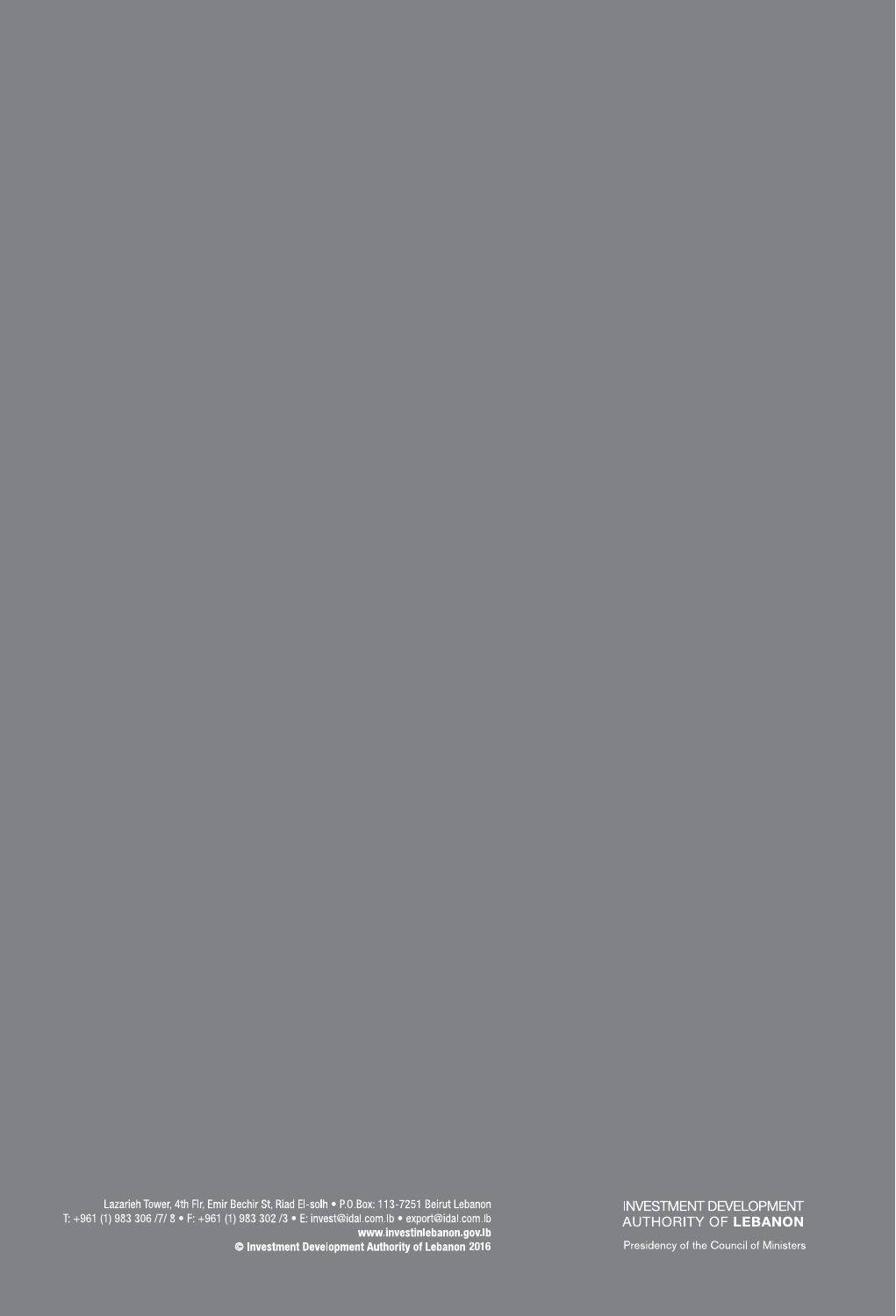Lazarieh Tower, 4th Flr, Emir Bechir St, Riad El-solh • P.O.Box: 113-7251 Beirut Lebanon
T: +961 (1) 983 306 /7/ 8 • F: +961 (1) 983 302 /3 • E: invest@idal.com.lb • export@idal.com.lb
**www.investinlebanon.gov.lb**
**© Investment Development Authority of Lebanon 2016**

INVESTMENT DEVELOPMENT
AUTHORITY OF **LEBANON**

Presidency of the Council of Ministers